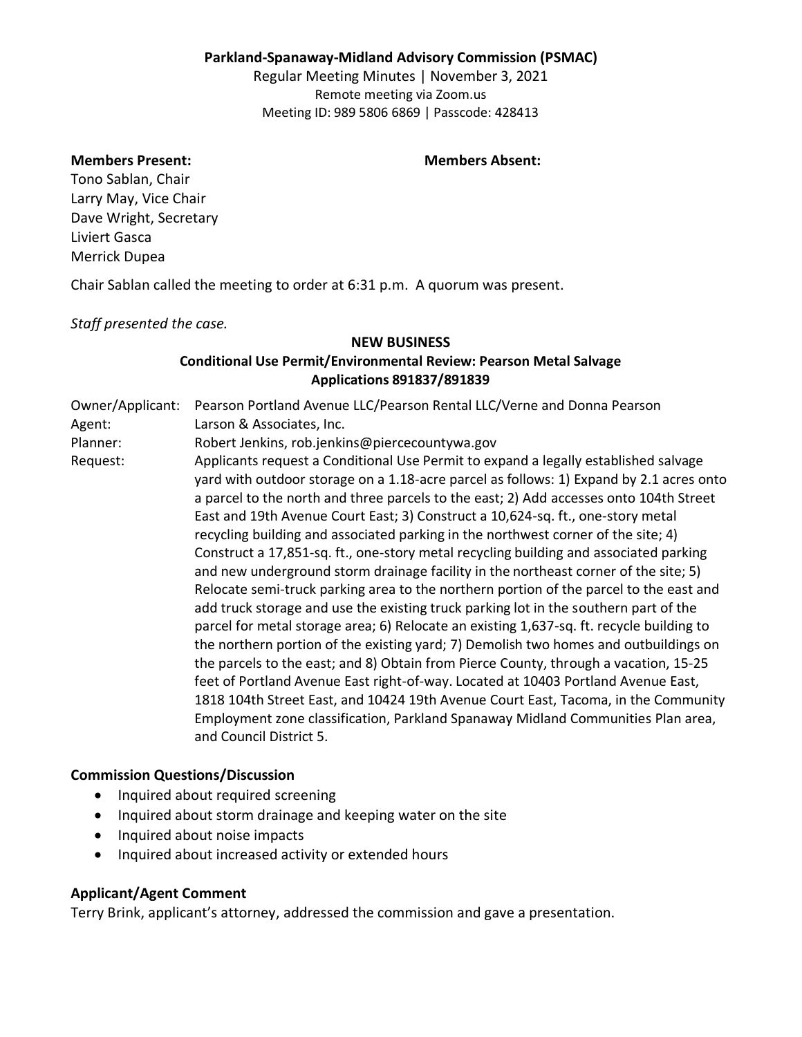**Parkland-Spanaway-Midland Advisory Commission (PSMAC)**

Regular Meeting Minutes | November 3, 2021
Remote meeting via Zoom.us
Meeting ID: 989 5806 6869 | Passcode: 428413

**Members Present:**

Tono Sablan, Chair
Larry May, Vice Chair
Dave Wright, Secretary
Liviert Gasca
Merrick Dupea

**Members Absent:**

Chair Sablan called the meeting to order at 6:31 p.m. A quorum was present.

*Staff presented the case.*

**NEW BUSINESS**

**Conditional Use Permit/Environmental Review: Pearson Metal Salvage**
**Applications 891837/891839**

Owner/Applicant: Pearson Portland Avenue LLC/Pearson Rental LLC/Verne and Donna Pearson

Agent: Larson & Associates, Inc.

Planner: Robert Jenkins, rob.jenkins@piercecountywa.gov

Request: Applicants request a Conditional Use Permit to expand a legally established salvage yard with outdoor storage on a 1.18-acre parcel as follows: 1) Expand by 2.1 acres onto a parcel to the north and three parcels to the east; 2) Add accesses onto 104th Street East and 19th Avenue Court East; 3) Construct a 10,624-sq. ft., one-story metal recycling building and associated parking in the northwest corner of the site; 4) Construct a 17,851-sq. ft., one-story metal recycling building and associated parking and new underground storm drainage facility in the northeast corner of the site; 5) Relocate semi-truck parking area to the northern portion of the parcel to the east and add truck storage and use the existing truck parking lot in the southern part of the parcel for metal storage area; 6) Relocate an existing 1,637-sq. ft. recycle building to the northern portion of the existing yard; 7) Demolish two homes and outbuildings on the parcels to the east; and 8) Obtain from Pierce County, through a vacation, 15-25 feet of Portland Avenue East right-of-way. Located at 10403 Portland Avenue East, 1818 104th Street East, and 10424 19th Avenue Court East, Tacoma, in the Community Employment zone classification, Parkland Spanaway Midland Communities Plan area, and Council District 5.

**Commission Questions/Discussion**

- Inquired about required screening
- Inquired about storm drainage and keeping water on the site
- Inquired about noise impacts
- Inquired about increased activity or extended hours

**Applicant/Agent Comment**

Terry Brink, applicant's attorney, addressed the commission and gave a presentation.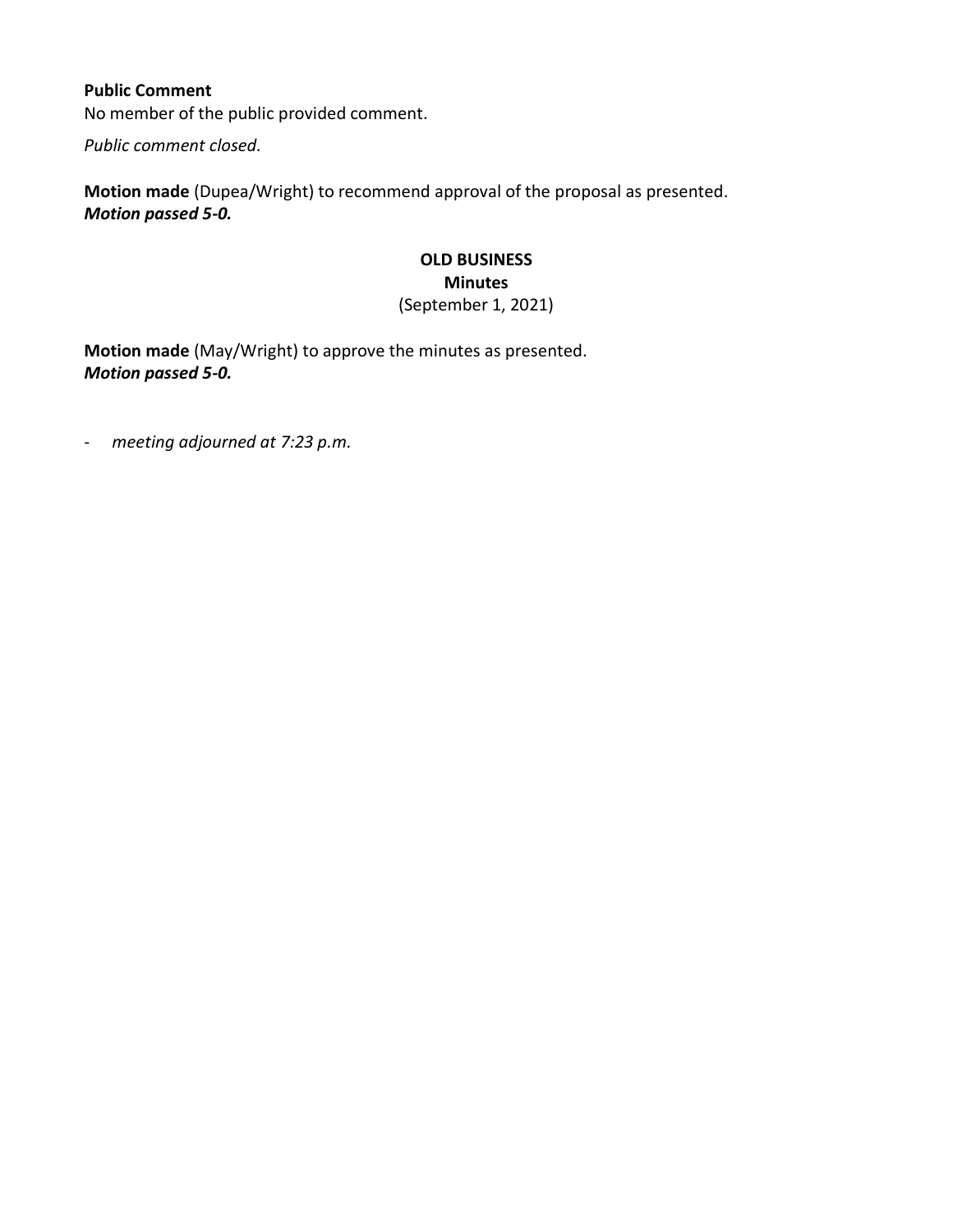**Public Comment**

No member of the public provided comment.

*Public comment closed.*

**Motion made** (Dupea/Wright) to recommend approval of the proposal as presented.
***Motion passed 5-0.***

## OLD BUSINESS

### Minutes

(September 1, 2021)

**Motion made** (May/Wright) to approve the minutes as presented.
***Motion passed 5-0.***

- *meeting adjourned at 7:23 p.m.*